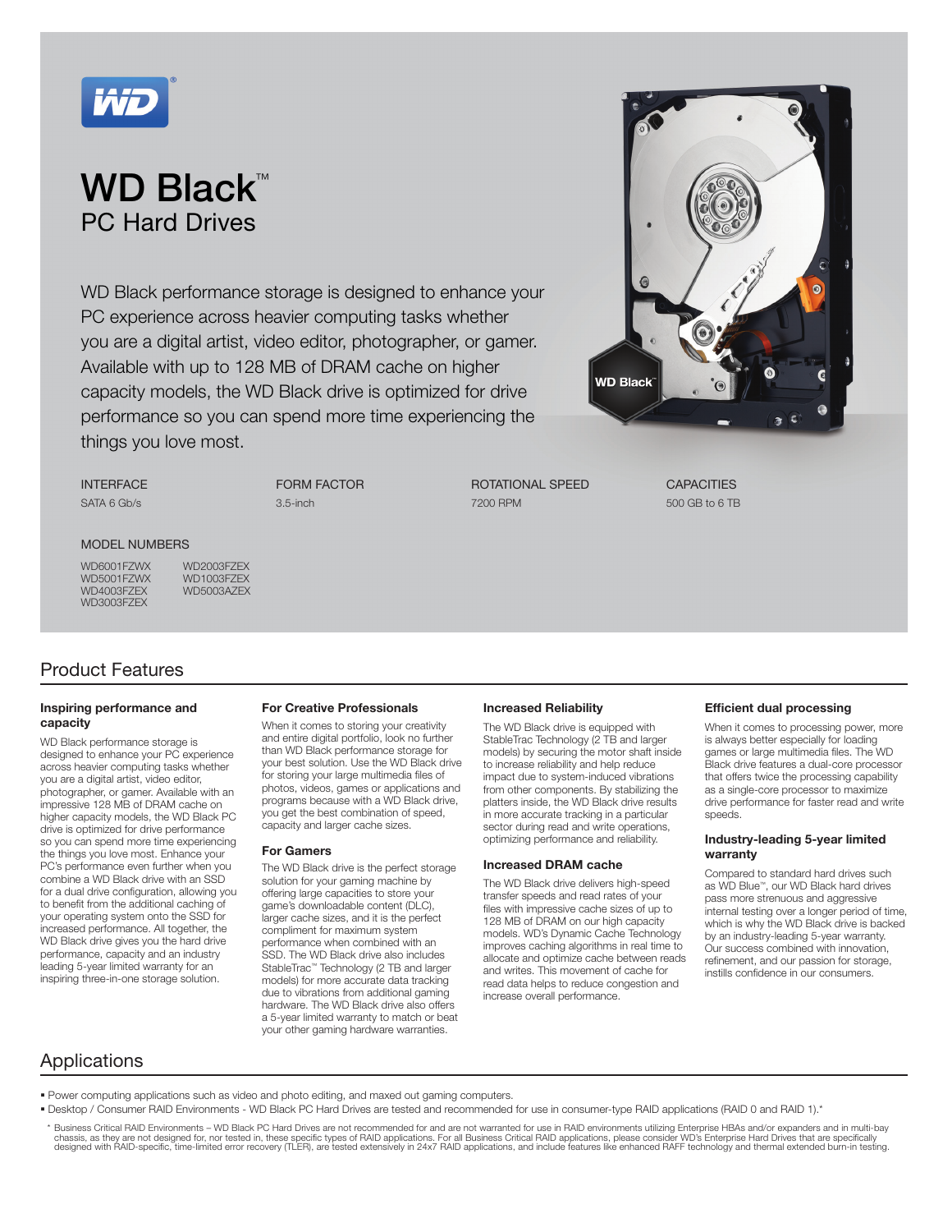# WD Black™

## PC Hard Drives

WD Black performance storage is designed to enhance your PC experience across heavier computing tasks whether you are a digital artist, video editor, photographer, or gamer. Available with up to 128 MB of DRAM cache on higher capacity models, the WD Black drive is optimized for drive performance so you can spend more time experiencing the things you love most.

| INTERFACE | FORM FACTOR | ROTATIONAL SPEED | CAPACITIES |
|---|---|---|---|
| SATA 6 Gb/s | 3.5-inch | 7200 RPM | 500 GB to 6 TB |

MODEL NUMBERS

WD6001FZWX
WD5001FZWX
WD4003FZEX
WD3003FZEX
WD2003FZEX
WD1003FZEX
WD5003AZEX

## Product Features

### Inspiring performance and capacity

WD Black performance storage is designed to enhance your PC experience across heavier computing tasks whether you are a digital artist, video editor, photographer, or gamer. Available with an impressive 128 MB of DRAM cache on higher capacity models, the WD Black PC drive is optimized for drive performance so you can spend more time experiencing the things you love most. Enhance your PC's performance even further when you combine a WD Black drive with an SSD for a dual drive configuration, allowing you to benefit from the additional caching of your operating system onto the SSD for increased performance. All together, the WD Black drive gives you the hard drive performance, capacity and an industry leading 5-year limited warranty for an inspiring three-in-one storage solution.

### For Creative Professionals

When it comes to storing your creativity and entire digital portfolio, look no further than WD Black performance storage for your best solution. Use the WD Black drive for storing your large multimedia files of photos, videos, games or applications and programs because with a WD Black drive, you get the best combination of speed, capacity and larger cache sizes.

### For Gamers

The WD Black drive is the perfect storage solution for your gaming machine by offering large capacities to store your game's downloadable content (DLC), larger cache sizes, and it is the perfect compliment for maximum system performance when combined with an SSD. The WD Black drive also includes StableTrac™ Technology (2 TB and larger models) for more accurate data tracking due to vibrations from additional gaming hardware. The WD Black drive also offers a 5-year limited warranty to match or beat your other gaming hardware warranties.

### Increased Reliability

The WD Black drive is equipped with StableTrac Technology (2 TB and larger models) by securing the motor shaft inside to increase reliability and help reduce impact due to system-induced vibrations from other components. By stabilizing the platters inside, the WD Black drive results in more accurate tracking in a particular sector during read and write operations, optimizing performance and reliability.

### Increased DRAM cache

The WD Black drive delivers high-speed transfer speeds and read rates of your files with impressive cache sizes of up to 128 MB of DRAM on our high capacity models. WD's Dynamic Cache Technology improves caching algorithms in real time to allocate and optimize cache between reads and writes. This movement of cache for read data helps to reduce congestion and increase overall performance.

### Efficient dual processing

When it comes to processing power, more is always better especially for loading games or large multimedia files. The WD Black drive features a dual-core processor that offers twice the processing capability as a single-core processor to maximize drive performance for faster read and write speeds.

### Industry-leading 5-year limited warranty

Compared to standard hard drives such as WD Blue™, our WD Black hard drives pass more strenuous and aggressive internal testing over a longer period of time, which is why the WD Black drive is backed by an industry-leading 5-year warranty. Our success combined with innovation, refinement, and our passion for storage, instills confidence in our consumers.

## Applications

- Power computing applications such as video and photo editing, and maxed out gaming computers.
- Desktop / Consumer RAID Environments - WD Black PC Hard Drives are tested and recommended for use in consumer-type RAID applications (RAID 0 and RAID 1).*

\* Business Critical RAID Environments – WD Black PC Hard Drives are not recommended for and are not warranted for use in RAID environments utilizing Enterprise HBAs and/or expanders and in multi-bay chassis, as they are not designed for, nor tested in, these specific types of RAID applications. For all Business Critical RAID applications, please consider WD's Enterprise Hard Drives that are specifically designed with RAID-specific, time-limited error recovery (TLER), are tested extensively in 24x7 RAID applications, and include features like enhanced RAFF technology and thermal extended burn-in testing.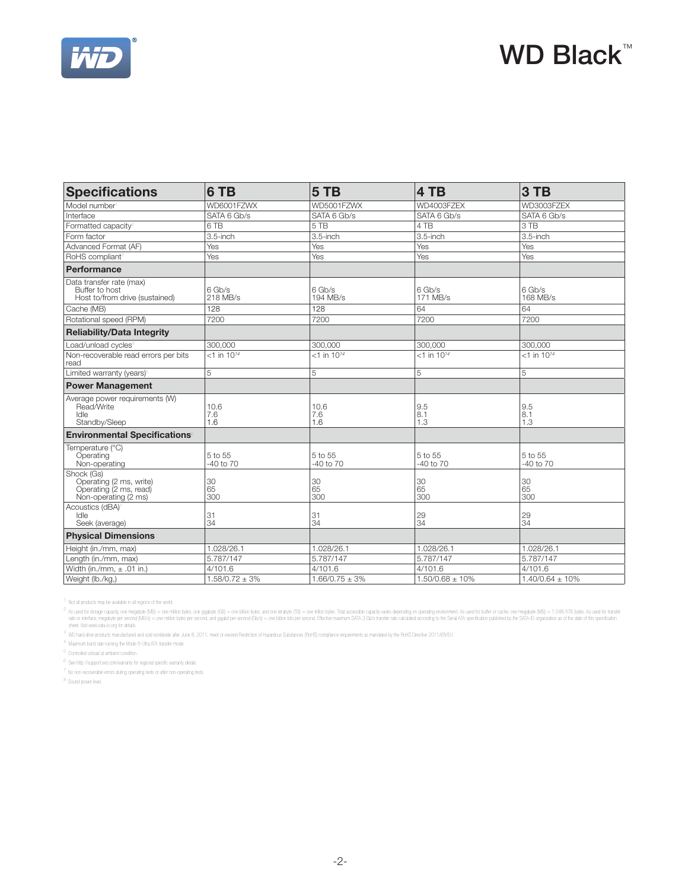# WD Black™

| Specifications | 6 TB | 5 TB | 4 TB | 3 TB |
|---|---|---|---|---|
| Model number[1] | WD6001FZWX | WD5001FZWX | WD4003FZEX | WD3003FZEX |
| Interface | SATA 6 Gb/s | SATA 6 Gb/s | SATA 6 Gb/s | SATA 6 Gb/s |
| Formatted capacity[2] | 6 TB | 5 TB | 4 TB | 3 TB |
| Form factor | 3.5-inch | 3.5-inch | 3.5-inch | 3.5-inch |
| Advanced Format (AF) | Yes | Yes | Yes | Yes |
| RoHS compliant[3] | Yes | Yes | Yes | Yes |
| **Performance** | | | | |
| Data transfer rate (max)<br>Buffer to host<br>Host to/from drive (sustained) | <br>6 Gb/s<br>218 MB/s | <br>6 Gb/s<br>194 MB/s | <br>6 Gb/s<br>171 MB/s | <br>6 Gb/s<br>168 MB/s |
| Cache (MB) | 128 | 128 | 64 | 64 |
| Rotational speed (RPM) | 7200 | 7200 | 7200 | 7200 |
| **Reliability/Data Integrity** | | | | |
| Load/unload cycles[5] | 300,000 | 300,000 | 300,000 | 300,000 |
| Non-recoverable read errors per bits read | <1 in $10^{14}$ | <1 in $10^{14}$ | <1 in $10^{14}$ | <1 in $10^{14}$ |
| Limited warranty (years)[6] | 5 | 5 | 5 | 5 |
| **Power Management** | | | | |
| Average power requirements (W)<br>Read/Write<br>Idle<br>Standby/Sleep | <br>10.6<br>7.6<br>1.6 | <br>10.6<br>7.6<br>1.6 | <br>9.5<br>8.1<br>1.3 | <br>9.5<br>8.1<br>1.3 |
| **Environmental Specifications**[7] | | | | |
| Temperature (°C)<br>Operating<br>Non-operating | <br>5 to 55<br>-40 to 70 | <br>5 to 55<br>-40 to 70 | <br>5 to 55<br>-40 to 70 | <br>5 to 55<br>-40 to 70 |
| Shock (Gs)<br>Operating (2 ms, write)<br>Operating (2 ms, read)<br>Non-operating (2 ms) | <br>30<br>65<br>300 | <br>30<br>65<br>300 | <br>30<br>65<br>300 | <br>30<br>65<br>300 |
| Acoustics (dBA)[8]<br>Idle<br>Seek (average) | <br>31<br>34 | <br>31<br>34 | <br>29<br>34 | <br>29<br>34 |
| **Physical Dimensions** | | | | |
| Height (in./mm, max) | 1.028/26.1 | 1.028/26.1 | 1.028/26.1 | 1.028/26.1 |
| Length (in./mm, max) | 5.787/147 | 5.787/147 | 5.787/147 | 5.787/147 |
| Width (in./mm, ± .01 in.) | 4/101.6 | 4/101.6 | 4/101.6 | 4/101.6 |
| Weight (lb./kg,) | 1.58/0.72 ± 3% | 1.66/0.75 ± 3% | 1.50/0.68 ± 10% | 1.40/0.64 ± 10% |

[1] Not all products may be available in all regions of the world.

[2] As used for storage capacity, one megabyte (MB) = one million bytes, one gigabyte (GB) = one billion bytes, and one terabyte (TB) = one trillion bytes. Total accessible capacity varies depending on operating environment. As used for buffer or cache, one megabyte (MB) = 1,048,576 bytes. As used for transfer rate or interface, megabyte per second (MB/s) = one million bytes per second, and gigabit per second (Gb/s) = one billion bits per second. Effective maximum SATA 3 Gb/s transfer rate calculated according to the Serial ATA specification published by the SATA-IO organization as of the date of this specification sheet. Visit www.sata-io.org for details.

[3] WD hard drive products manufactured and sold worldwide after June 8, 2011, meet or exceed Restriction of Hazardous Substances (RoHS) compliance requirements as mandated by the RoHS Directive 2011/65/EU.

[4] Maximum burst rate running the Mode 5 Ultra ATA transfer mode.

[5] Controlled unload at ambient condition.

[6] See http://support.wd.com/warranty for regional specific warranty details.

[7] No non-recoverable errors during operating tests or after non-operating tests.

[8] Sound power level.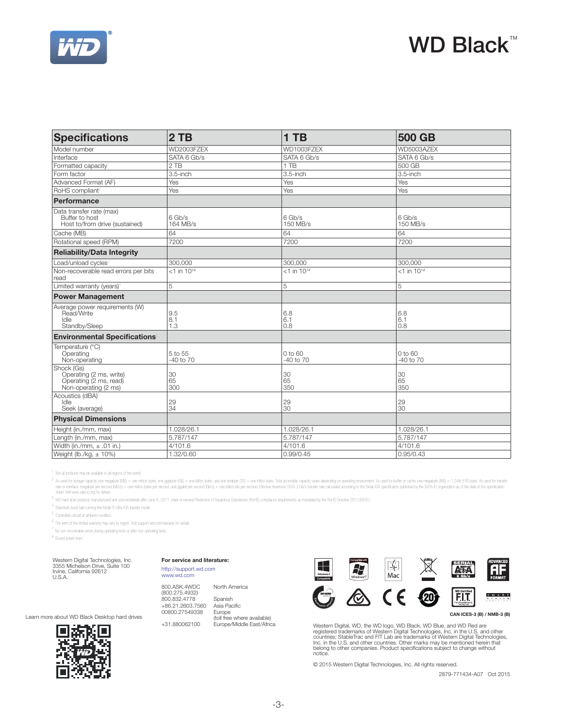# WD Black™

| Specifications | 2 TB | 1 TB | 500 GB |
|---|---|---|---|
| Model number | WD2003FZEX | WD1003FZEX | WD5003AZEX |
| Interface | SATA 6 Gb/s | SATA 6 Gb/s | SATA 6 Gb/s |
| Formatted capacity[2] | 2 TB | 1 TB | 500 GB |
| Form factor | 3.5-inch | 3.5-inch | 3.5-inch |
| Advanced Format (AF) | Yes | Yes | Yes |
| RoHS compliant[3] | Yes | Yes | Yes |
| **Performance** | | | |
| Data transfer rate (max)<br>Buffer to host<br>Host to/from drive (sustained) | <br>6 Gb/s<br>164 MB/s | <br>6 Gb/s<br>150 MB/s | <br>6 Gb/s<br>150 MB/s |
| Cache (MB) | 64 | 64 | 64 |
| Rotational speed (RPM) | 7200 | 7200 | 7200 |
| **Reliability/Data Integrity** | | | |
| Load/unload cycles[5] | 300,000 | 300,000 | 300,000 |
| Non-recoverable read errors per bits read | <1 in $10^{14}$ | <1 in $10^{14}$ | <1 in $10^{14}$ |
| Limited warranty (years)[6] | 5 | 5 | 5 |
| **Power Management** | | | |
| Average power requirements (W)<br>Read/Write<br>Idle<br>Standby/Sleep | <br>9.5<br>8.1<br>1.3 | <br>6.8<br>6.1<br>0.8 | <br>6.8<br>6.1<br>0.8 |
| **Environmental Specifications**[7] | | | |
| Temperature (°C)<br>Operating<br>Non-operating | <br>5 to 55<br>-40 to 70 | <br>0 to 60<br>-40 to 70 | <br>0 to 60<br>-40 to 70 |
| Shock (Gs)<br>Operating (2 ms, write)<br>Operating (2 ms, read)<br>Non-operating (2 ms) | <br>30<br>65<br>300 | <br>30<br>65<br>350 | <br>30<br>65<br>350 |
| Acoustics (dBA)[8]<br>Idle<br>Seek (average) | <br>29<br>34 | <br>29<br>30 | <br>29<br>30 |
| **Physical Dimensions** | | | |
| Height (in./mm, max) | 1.028/26.1 | 1.028/26.1 | 1.028/26.1 |
| Length (in./mm, max) | 5.787/147 | 5.787/147 | 5.787/147 |
| Width (in./mm, ± .01 in.) | 4/101.6 | 4/101.6 | 4/101.6 |
| Weight (lb./kg, ± 10%) | 1.32/0.60 | 0.99/0.45 | 0.95/0.43 |

[1] Not all products may be available in all regions of the world.

[2] As used for storage capacity, one megabyte (MB) = one million bytes, one gigabyte (GB) = one billion bytes, and one terabyte (TB) = one trillion bytes. Total accessible capacity varies depending on operating environment. As used for buffer or cache, one megabyte (MB) = 1,048,576 bytes. As used for transfer rate or interface, megabyte per second (MB/s) = one million bytes per second, and gigabit per second (Gb/s) = one billion bits per second. Effective maximum SATA 3 Gb/s transfer rate calculated according to the Serial ATA specification published by the SATA-IO organization as of the date of this specification sheet. Visit www.sata-io.org for details.

[3] WD hard drive products manufactured and sold worldwide after June 8, 2011, meet or exceed Restriction of Hazardous Substances (RoHS) compliance requirements as mandated by the RoHS Directive 2011/65/EU.

[4] Maximum burst rate running the Mode 5 Ultra ATA transfer mode.

[5] Controlled unload at ambient condition.

[6] The term of the limited warranty may vary by region. Visit support.wd.com/warranty for details.

[7] No non-recoverable errors during operating tests or after non-operating tests.

[8] Sound power level.

Western Digital Technologies, Inc.
3355 Michelson Drive, Suite 100
Irvine, California 92612
U.S.A.

**For service and literature:**

http://support.wd.com
www.wd.com

| | |
|---|---|
| 800.ASK.4WDC (800.275.4932) | North America |
| 800.832.4778 | Spanish |
| +86.21.2603.7560 | Asia Pacific |
| 00800.27549338 | Europe (toll free where available) |
| +31.880062100 | Europe/Middle East/Africa |

Learn more about WD Black Desktop hard drives

CAN ICES-3 (B) / NMB-3 (B)

Western Digital, WD, the WD logo, WD Black, WD Blue, and WD Red are registered trademarks of Western Digital Technologies, Inc. in the U.S. and other countries; StableTrac and FIT Lab are trademarks of Western Digital Technologies, Inc. in the U.S. and other countries. Other marks may be mentioned herein that belong to other companies. Product specifications subject to change without notice.

© 2015 Western Digital Technologies, Inc. All rights reserved.

2879-771434-A07 Oct 2015